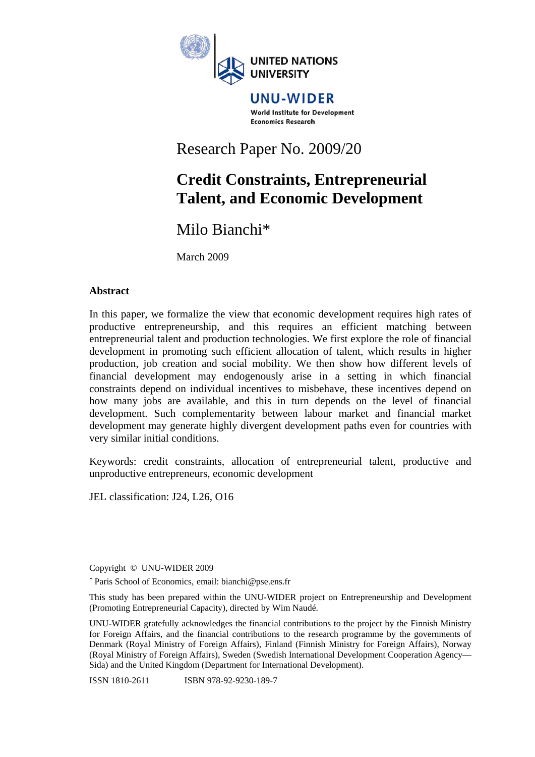UNITED NATIONS UNIVERSITY

UNU-WIDER

World Institute for Development Economics Research

Research Paper No. 2009/20

# Credit Constraints, Entrepreneurial Talent, and Economic Development

Milo Bianchi*

March 2009

## Abstract

In this paper, we formalize the view that economic development requires high rates of productive entrepreneurship, and this requires an efficient matching between entrepreneurial talent and production technologies. We first explore the role of financial development in promoting such efficient allocation of talent, which results in higher production, job creation and social mobility. We then show how different levels of financial development may endogenously arise in a setting in which financial constraints depend on individual incentives to misbehave, these incentives depend on how many jobs are available, and this in turn depends on the level of financial development. Such complementarity between labour market and financial market development may generate highly divergent development paths even for countries with very similar initial conditions.

Keywords: credit constraints, allocation of entrepreneurial talent, productive and unproductive entrepreneurs, economic development

JEL classification: J24, L26, O16

Copyright © UNU-WIDER 2009

* Paris School of Economics, email: bianchi@pse.ens.fr

This study has been prepared within the UNU-WIDER project on Entrepreneurship and Development (Promoting Entrepreneurial Capacity), directed by Wim Naudé.

UNU-WIDER gratefully acknowledges the financial contributions to the project by the Finnish Ministry for Foreign Affairs, and the financial contributions to the research programme by the governments of Denmark (Royal Ministry of Foreign Affairs), Finland (Finnish Ministry for Foreign Affairs), Norway (Royal Ministry of Foreign Affairs), Sweden (Swedish International Development Cooperation Agency—Sida) and the United Kingdom (Department for International Development).

ISSN 1810-2611 ISBN 978-92-9230-189-7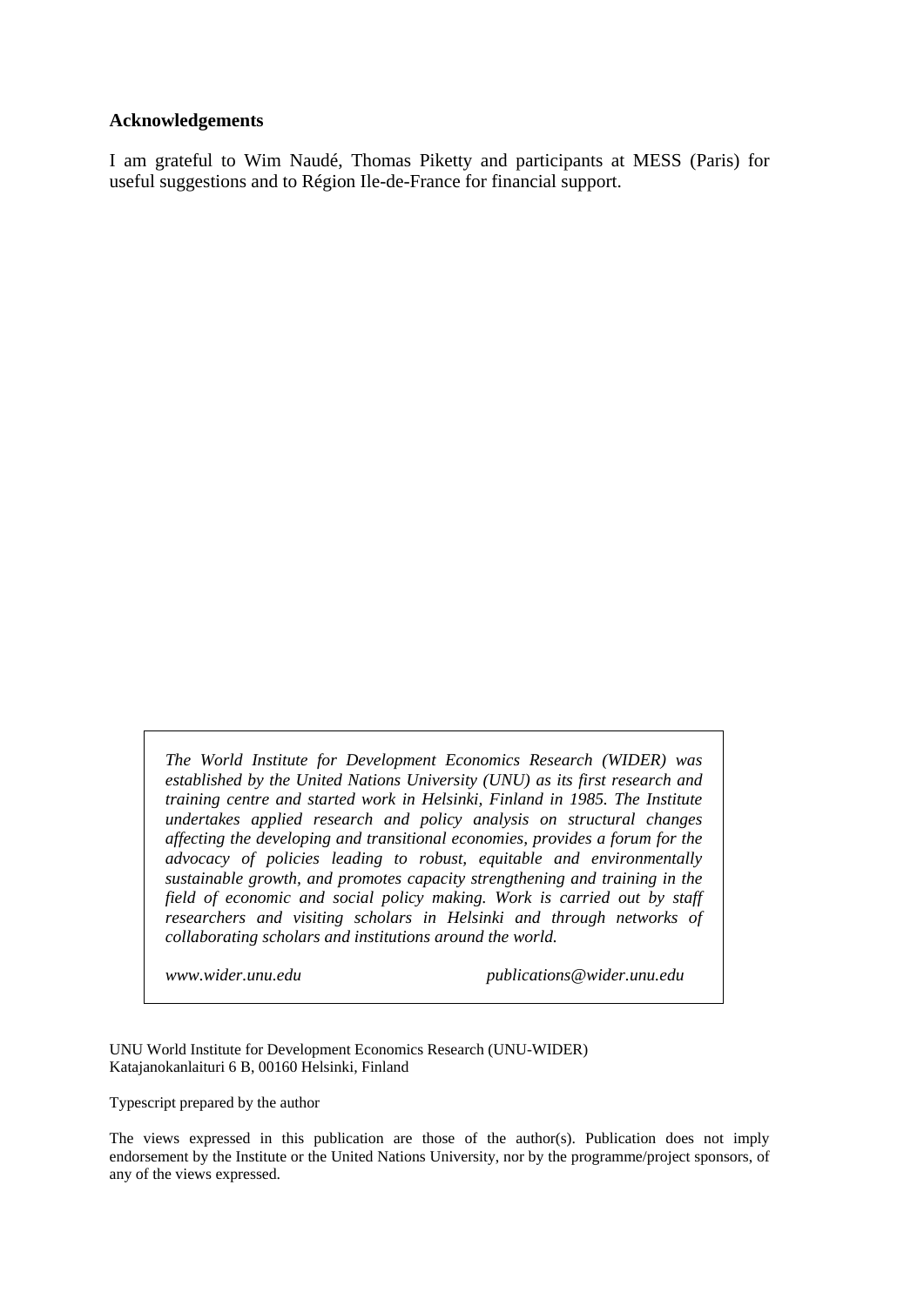## Acknowledgements

I am grateful to Wim Naudé, Thomas Piketty and participants at MESS (Paris) for useful suggestions and to Région Ile-de-France for financial support.

*The World Institute for Development Economics Research (WIDER) was established by the United Nations University (UNU) as its first research and training centre and started work in Helsinki, Finland in 1985. The Institute undertakes applied research and policy analysis on structural changes affecting the developing and transitional economies, provides a forum for the advocacy of policies leading to robust, equitable and environmentally sustainable growth, and promotes capacity strengthening and training in the field of economic and social policy making. Work is carried out by staff researchers and visiting scholars in Helsinki and through networks of collaborating scholars and institutions around the world.*

*www.wider.unu.edu* *publications@wider.unu.edu*

UNU World Institute for Development Economics Research (UNU-WIDER)
Katajanokanlaituri 6 B, 00160 Helsinki, Finland

Typescript prepared by the author

The views expressed in this publication are those of the author(s). Publication does not imply endorsement by the Institute or the United Nations University, nor by the programme/project sponsors, of any of the views expressed.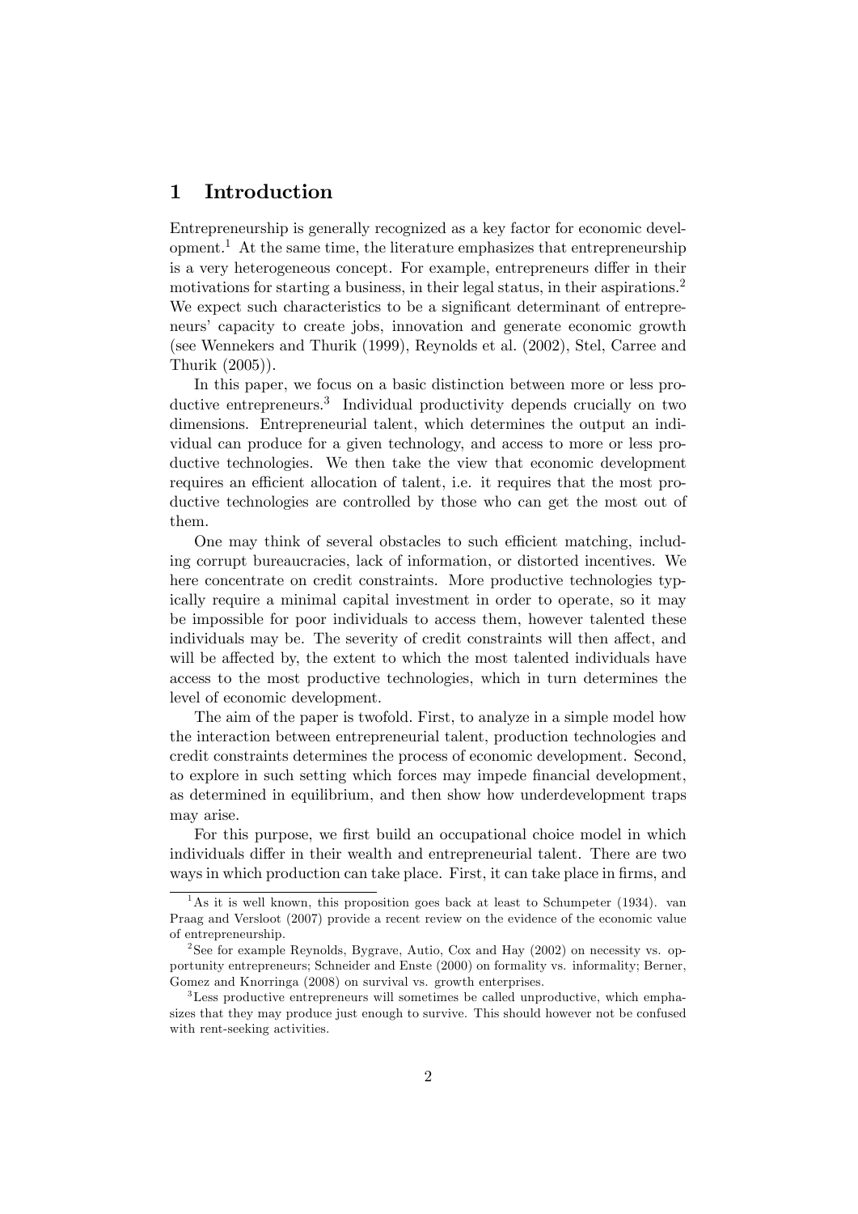# 1 Introduction

Entrepreneurship is generally recognized as a key factor for economic development.[1] At the same time, the literature emphasizes that entrepreneurship is a very heterogeneous concept. For example, entrepreneurs differ in their motivations for starting a business, in their legal status, in their aspirations.[2] We expect such characteristics to be a significant determinant of entrepreneurs' capacity to create jobs, innovation and generate economic growth (see Wennekers and Thurik (1999), Reynolds et al. (2002), Stel, Carree and Thurik (2005)).

In this paper, we focus on a basic distinction between more or less productive entrepreneurs.[3] Individual productivity depends crucially on two dimensions. Entrepreneurial talent, which determines the output an individual can produce for a given technology, and access to more or less productive technologies. We then take the view that economic development requires an efficient allocation of talent, i.e. it requires that the most productive technologies are controlled by those who can get the most out of them.

One may think of several obstacles to such efficient matching, including corrupt bureaucracies, lack of information, or distorted incentives. We here concentrate on credit constraints. More productive technologies typically require a minimal capital investment in order to operate, so it may be impossible for poor individuals to access them, however talented these individuals may be. The severity of credit constraints will then affect, and will be affected by, the extent to which the most talented individuals have access to the most productive technologies, which in turn determines the level of economic development.

The aim of the paper is twofold. First, to analyze in a simple model how the interaction between entrepreneurial talent, production technologies and credit constraints determines the process of economic development. Second, to explore in such setting which forces may impede financial development, as determined in equilibrium, and then show how underdevelopment traps may arise.

For this purpose, we first build an occupational choice model in which individuals differ in their wealth and entrepreneurial talent. There are two ways in which production can take place. First, it can take place in firms, and

[1] As it is well known, this proposition goes back at least to Schumpeter (1934). van Praag and Versloot (2007) provide a recent review on the evidence of the economic value of entrepreneurship.

[2] See for example Reynolds, Bygrave, Autio, Cox and Hay (2002) on necessity vs. opportunity entrepreneurs; Schneider and Enste (2000) on formality vs. informality; Berner, Gomez and Knorringa (2008) on survival vs. growth enterprises.

[3] Less productive entrepreneurs will sometimes be called unproductive, which emphasizes that they may produce just enough to survive. This should however not be confused with rent-seeking activities.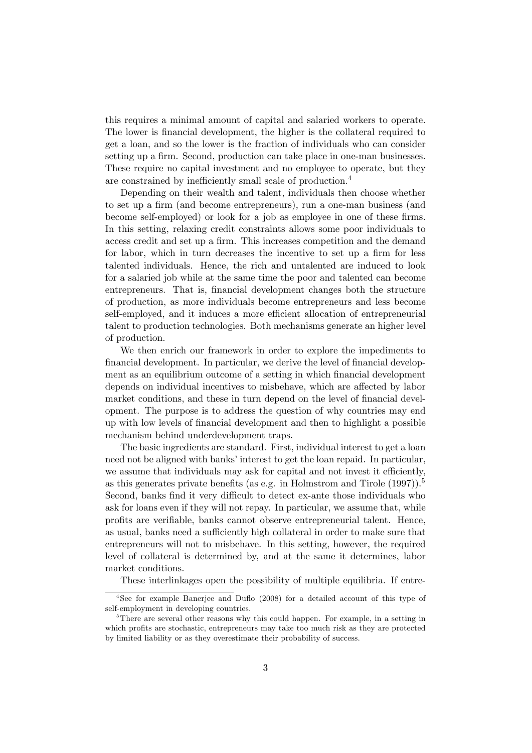this requires a minimal amount of capital and salaried workers to operate. The lower is financial development, the higher is the collateral required to get a loan, and so the lower is the fraction of individuals who can consider setting up a firm. Second, production can take place in one-man businesses. These require no capital investment and no employee to operate, but they are constrained by inefficiently small scale of production.[4]

Depending on their wealth and talent, individuals then choose whether to set up a firm (and become entrepreneurs), run a one-man business (and become self-employed) or look for a job as employee in one of these firms. In this setting, relaxing credit constraints allows some poor individuals to access credit and set up a firm. This increases competition and the demand for labor, which in turn decreases the incentive to set up a firm for less talented individuals. Hence, the rich and untalented are induced to look for a salaried job while at the same time the poor and talented can become entrepreneurs. That is, financial development changes both the structure of production, as more individuals become entrepreneurs and less become self-employed, and it induces a more efficient allocation of entrepreneurial talent to production technologies. Both mechanisms generate an higher level of production.

We then enrich our framework in order to explore the impediments to financial development. In particular, we derive the level of financial development as an equilibrium outcome of a setting in which financial development depends on individual incentives to misbehave, which are affected by labor market conditions, and these in turn depend on the level of financial development. The purpose is to address the question of why countries may end up with low levels of financial development and then to highlight a possible mechanism behind underdevelopment traps.

The basic ingredients are standard. First, individual interest to get a loan need not be aligned with banks' interest to get the loan repaid. In particular, we assume that individuals may ask for capital and not invest it efficiently, as this generates private benefits (as e.g. in Holmstrom and Tirole (1997)).[5] Second, banks find it very difficult to detect ex-ante those individuals who ask for loans even if they will not repay. In particular, we assume that, while profits are verifiable, banks cannot observe entrepreneurial talent. Hence, as usual, banks need a sufficiently high collateral in order to make sure that entrepreneurs will not to misbehave. In this setting, however, the required level of collateral is determined by, and at the same it determines, labor market conditions.

These interlinkages open the possibility of multiple equilibria. If entre-

[4] See for example Banerjee and Duflo (2008) for a detailed account of this type of self-employment in developing countries.

[5] There are several other reasons why this could happen. For example, in a setting in which profits are stochastic, entrepreneurs may take too much risk as they are protected by limited liability or as they overestimate their probability of success.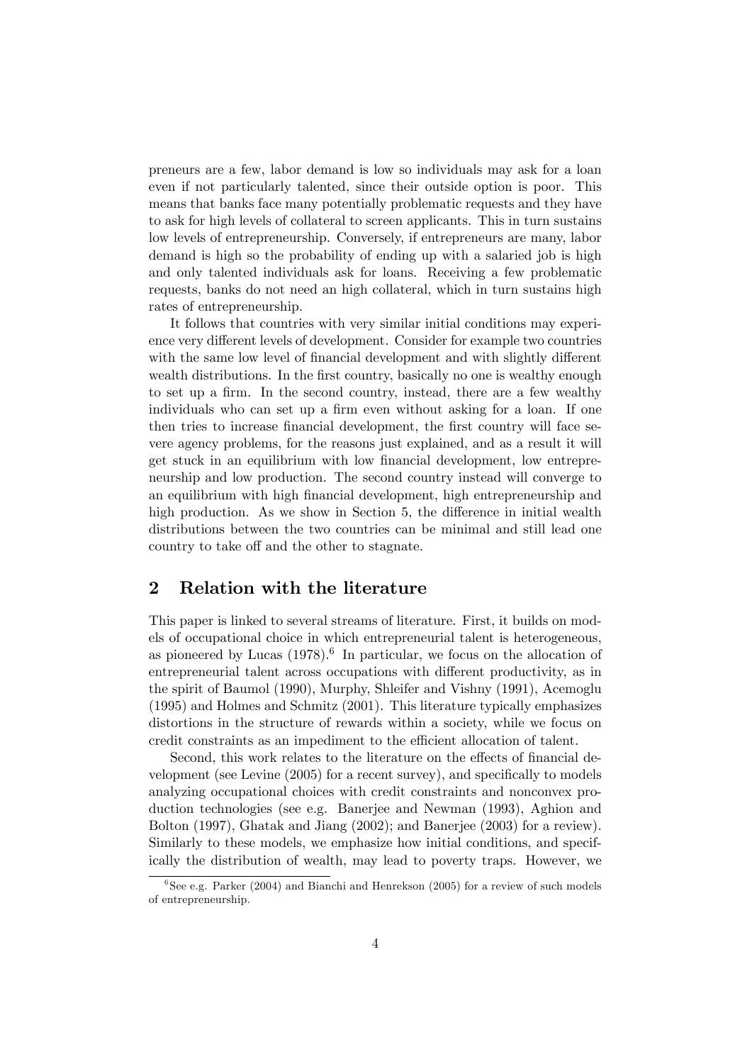preneurs are a few, labor demand is low so individuals may ask for a loan even if not particularly talented, since their outside option is poor. This means that banks face many potentially problematic requests and they have to ask for high levels of collateral to screen applicants. This in turn sustains low levels of entrepreneurship. Conversely, if entrepreneurs are many, labor demand is high so the probability of ending up with a salaried job is high and only talented individuals ask for loans. Receiving a few problematic requests, banks do not need an high collateral, which in turn sustains high rates of entrepreneurship.

It follows that countries with very similar initial conditions may experience very different levels of development. Consider for example two countries with the same low level of financial development and with slightly different wealth distributions. In the first country, basically no one is wealthy enough to set up a firm. In the second country, instead, there are a few wealthy individuals who can set up a firm even without asking for a loan. If one then tries to increase financial development, the first country will face severe agency problems, for the reasons just explained, and as a result it will get stuck in an equilibrium with low financial development, low entrepreneurship and low production. The second country instead will converge to an equilibrium with high financial development, high entrepreneurship and high production. As we show in Section 5, the difference in initial wealth distributions between the two countries can be minimal and still lead one country to take off and the other to stagnate.

## 2 Relation with the literature

This paper is linked to several streams of literature. First, it builds on models of occupational choice in which entrepreneurial talent is heterogeneous, as pioneered by Lucas (1978).[6] In particular, we focus on the allocation of entrepreneurial talent across occupations with different productivity, as in the spirit of Baumol (1990), Murphy, Shleifer and Vishny (1991), Acemoglu (1995) and Holmes and Schmitz (2001). This literature typically emphasizes distortions in the structure of rewards within a society, while we focus on credit constraints as an impediment to the efficient allocation of talent.

Second, this work relates to the literature on the effects of financial development (see Levine (2005) for a recent survey), and specifically to models analyzing occupational choices with credit constraints and nonconvex production technologies (see e.g. Banerjee and Newman (1993), Aghion and Bolton (1997), Ghatak and Jiang (2002); and Banerjee (2003) for a review). Similarly to these models, we emphasize how initial conditions, and specifically the distribution of wealth, may lead to poverty traps. However, we

[6] See e.g. Parker (2004) and Bianchi and Henrekson (2005) for a review of such models of entrepreneurship.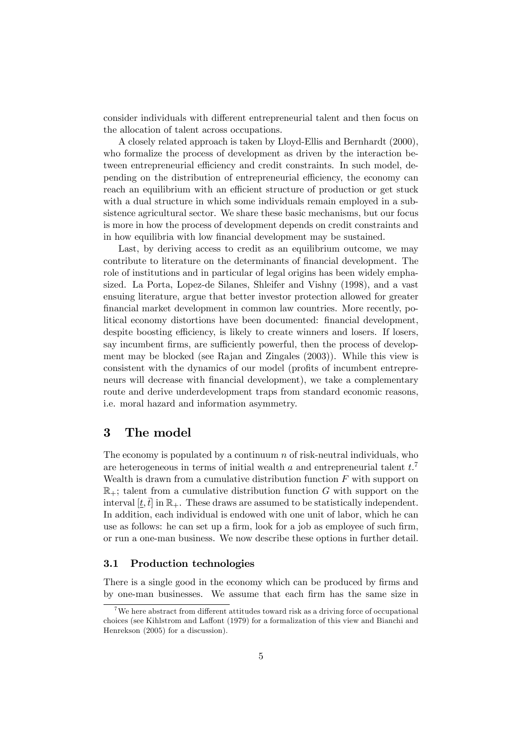consider individuals with different entrepreneurial talent and then focus on the allocation of talent across occupations.

A closely related approach is taken by Lloyd-Ellis and Bernhardt (2000), who formalize the process of development as driven by the interaction between entrepreneurial efficiency and credit constraints. In such model, depending on the distribution of entrepreneurial efficiency, the economy can reach an equilibrium with an efficient structure of production or get stuck with a dual structure in which some individuals remain employed in a subsistence agricultural sector. We share these basic mechanisms, but our focus is more in how the process of development depends on credit constraints and in how equilibria with low financial development may be sustained.

Last, by deriving access to credit as an equilibrium outcome, we may contribute to literature on the determinants of financial development. The role of institutions and in particular of legal origins has been widely emphasized. La Porta, Lopez-de Silanes, Shleifer and Vishny (1998), and a vast ensuing literature, argue that better investor protection allowed for greater financial market development in common law countries. More recently, political economy distortions have been documented: financial development, despite boosting efficiency, is likely to create winners and losers. If losers, say incumbent firms, are sufficiently powerful, then the process of development may be blocked (see Rajan and Zingales (2003)). While this view is consistent with the dynamics of our model (profits of incumbent entrepreneurs will decrease with financial development), we take a complementary route and derive underdevelopment traps from standard economic reasons, i.e. moral hazard and information asymmetry.

# 3 The model

The economy is populated by a continuum $n$ of risk-neutral individuals, who are heterogeneous in terms of initial wealth $a$ and entrepreneurial talent $t$.[7] Wealth is drawn from a cumulative distribution function $F$ with support on $\mathbb{R}_+$; talent from a cumulative distribution function $G$ with support on the interval $[\underline{t}, \bar{t}]$ in $\mathbb{R}_+$. These draws are assumed to be statistically independent. In addition, each individual is endowed with one unit of labor, which he can use as follows: he can set up a firm, look for a job as employee of such firm, or run a one-man business. We now describe these options in further detail.

## 3.1 Production technologies

There is a single good in the economy which can be produced by firms and by one-man businesses. We assume that each firm has the same size in

[7] We here abstract from different attitudes toward risk as a driving force of occupational choices (see Kihlstrom and Laffont (1979) for a formalization of this view and Bianchi and Henrekson (2005) for a discussion).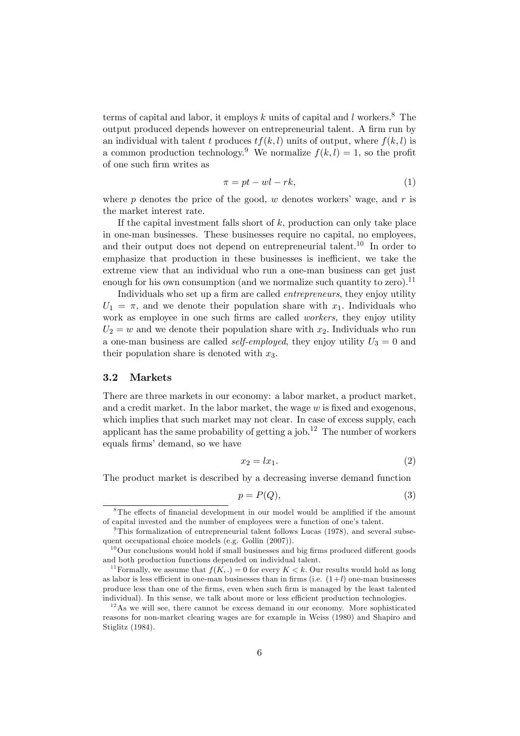terms of capital and labor, it employs $k$ units of capital and $l$ workers.[8] The output produced depends however on entrepreneurial talent. A firm run by an individual with talent $t$ produces $tf(k,l)$ units of output, where $f(k,l)$ is a common production technology.[9] We normalize $f(k,l) = 1$, so the profit of one such firm writes as

$$\pi = pt - wl - rk, \tag{1}$$

where $p$ denotes the price of the good, $w$ denotes workers' wage, and $r$ is the market interest rate.

If the capital investment falls short of $k$, production can only take place in one-man businesses. These businesses require no capital, no employees, and their output does not depend on entrepreneurial talent.[10] In order to emphasize that production in these businesses is inefficient, we take the extreme view that an individual who run a one-man business can get just enough for his own consumption (and we normalize such quantity to zero).[11]

Individuals who set up a firm are called *entrepreneurs*, they enjoy utility $U_1 = \pi$, and we denote their population share with $x_1$. Individuals who work as employee in one such firms are called *workers,* they enjoy utility $U_2 = w$ and we denote their population share with $x_2$. Individuals who run a one-man business are called *self-employed*, they enjoy utility $U_3 = 0$ and their population share is denoted with $x_3$.

### 3.2 Markets

There are three markets in our economy: a labor market, a product market, and a credit market. In the labor market, the wage $w$ is fixed and exogenous, which implies that such market may not clear. In case of excess supply, each applicant has the same probability of getting a job.[12] The number of workers equals firms' demand, so we have

$$x_2 = lx_1. \tag{2}$$

The product market is described by a decreasing inverse demand function

$$p = P(Q), \tag{3}$$

---

[8] The effects of financial development in our model would be amplified if the amount of capital invested and the number of employees were a function of one's talent.

[9] This formalization of entrepreneurial talent follows Lucas (1978), and several subsequent occupational choice models (e.g. Gollin (2007)).

[10] Our conclusions would hold if small businesses and big firms produced different goods and both production functions depended on individual talent.

[11] Formally, we assume that $f(K,.) = 0$ for every $K < k$. Our results would hold as long as labor is less efficient in one-man businesses than in firms (i.e. $(1+l)$ one-man businesses produce less than one of the firms, even when such firm is managed by the least talented individual). In this sense, we talk about more or less efficient production technologies.

[12] As we will see, there cannot be excess demand in our economy. More sophisticated reasons for non-market clearing wages are for example in Weiss (1980) and Shapiro and Stiglitz (1984).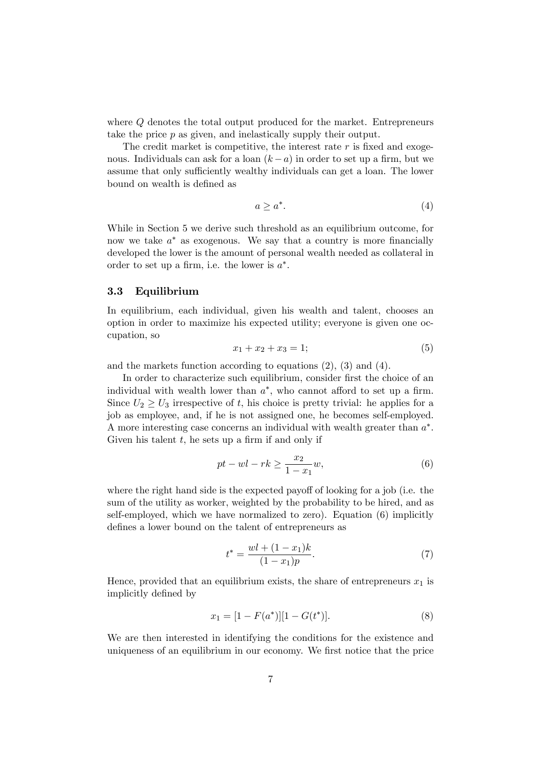where $Q$ denotes the total output produced for the market. Entrepreneurs take the price $p$ as given, and inelastically supply their output.

The credit market is competitive, the interest rate $r$ is fixed and exogenous. Individuals can ask for a loan $(k-a)$ in order to set up a firm, but we assume that only sufficiently wealthy individuals can get a loan. The lower bound on wealth is defined as

$$a \geq a^*. \tag{4}$$

While in Section 5 we derive such threshold as an equilibrium outcome, for now we take $a^*$ as exogenous. We say that a country is more financially developed the lower is the amount of personal wealth needed as collateral in order to set up a firm, i.e. the lower is $a^*$.

### 3.3 Equilibrium

In equilibrium, each individual, given his wealth and talent, chooses an option in order to maximize his expected utility; everyone is given one occupation, so

$$x_1 + x_2 + x_3 = 1; \tag{5}$$

and the markets function according to equations (2), (3) and (4).

In order to characterize such equilibrium, consider first the choice of an individual with wealth lower than $a^*$, who cannot afford to set up a firm. Since $U_2 \geq U_3$ irrespective of $t$, his choice is pretty trivial: he applies for a job as employee, and, if he is not assigned one, he becomes self-employed. A more interesting case concerns an individual with wealth greater than $a^*$. Given his talent $t$, he sets up a firm if and only if

$$pt - wl - rk \geq \frac{x_2}{1-x_1} w, \tag{6}$$

where the right hand side is the expected payoff of looking for a job (i.e. the sum of the utility as worker, weighted by the probability to be hired, and as self-employed, which we have normalized to zero). Equation (6) implicitly defines a lower bound on the talent of entrepreneurs as

$$t^* = \frac{wl + (1-x_1)k}{(1-x_1)p}. \tag{7}$$

Hence, provided that an equilibrium exists, the share of entrepreneurs $x_1$ is implicitly defined by

$$x_1 = [1 - F(a^*)][1 - G(t^*)]. \tag{8}$$

We are then interested in identifying the conditions for the existence and uniqueness of an equilibrium in our economy. We first notice that the price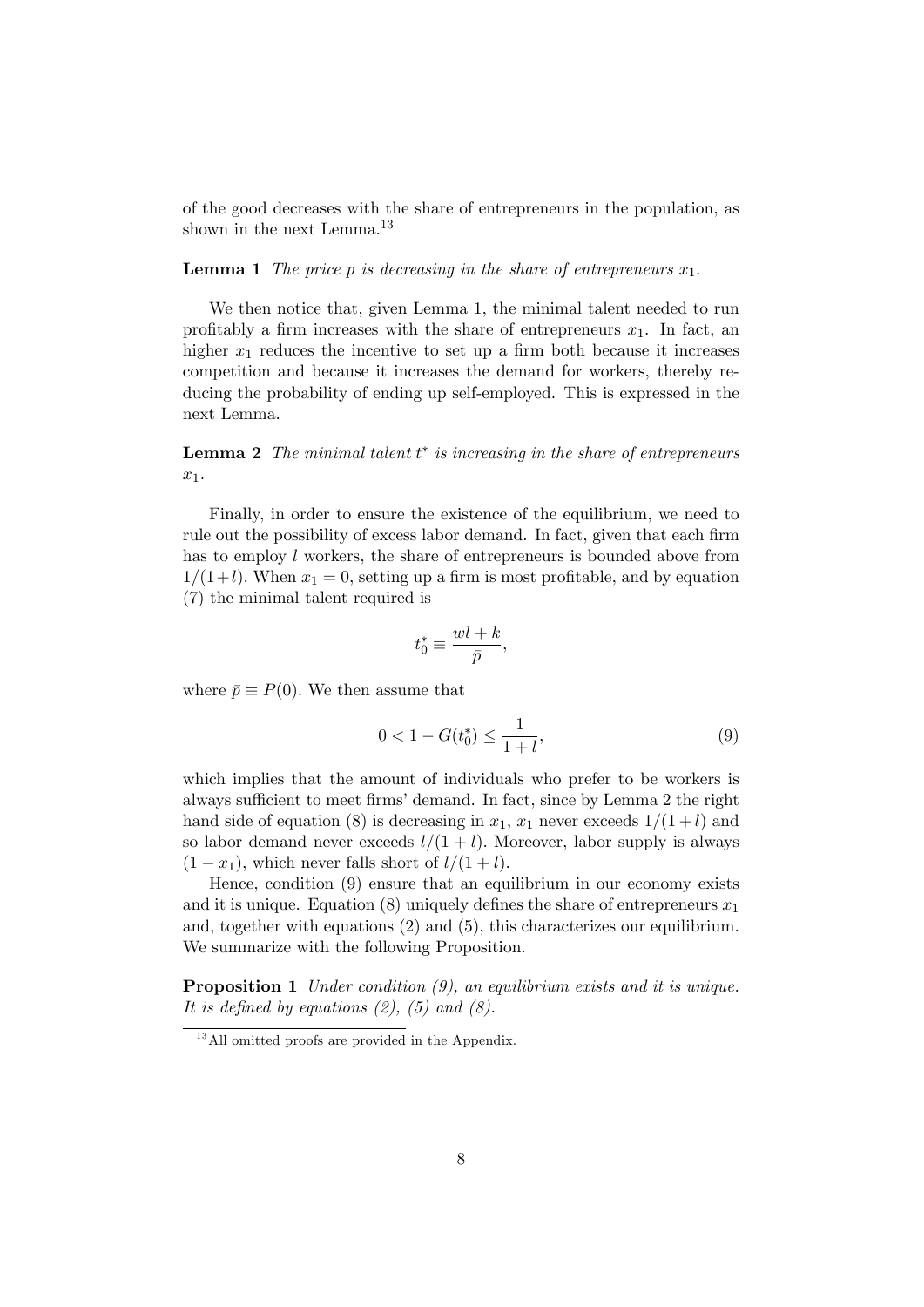of the good decreases with the share of entrepreneurs in the population, as shown in the next Lemma.[13]

**Lemma 1** *The price $p$ is decreasing in the share of entrepreneurs $x_1$.*

We then notice that, given Lemma 1, the minimal talent needed to run profitably a firm increases with the share of entrepreneurs $x_1$. In fact, an higher $x_1$ reduces the incentive to set up a firm both because it increases competition and because it increases the demand for workers, thereby reducing the probability of ending up self-employed. This is expressed in the next Lemma.

**Lemma 2** *The minimal talent $t^*$ is increasing in the share of entrepreneurs $x_1$.*

Finally, in order to ensure the existence of the equilibrium, we need to rule out the possibility of excess labor demand. In fact, given that each firm has to employ $l$ workers, the share of entrepreneurs is bounded above from $1/(1+l)$. When $x_1 = 0$, setting up a firm is most profitable, and by equation (7) the minimal talent required is

$$t_0^* \equiv \frac{wl + k}{\bar{p}},$$

where $\bar{p} \equiv P(0)$. We then assume that

$$0 < 1 - G(t_0^*) \leq \frac{1}{1+l}, \tag{9}$$

which implies that the amount of individuals who prefer to be workers is always sufficient to meet firms' demand. In fact, since by Lemma 2 the right hand side of equation (8) is decreasing in $x_1$, $x_1$ never exceeds $1/(1+l)$ and so labor demand never exceeds $l/(1+l)$. Moreover, labor supply is always $(1 - x_1)$, which never falls short of $l/(1+l)$.

Hence, condition (9) ensure that an equilibrium in our economy exists and it is unique. Equation (8) uniquely defines the share of entrepreneurs $x_1$ and, together with equations (2) and (5), this characterizes our equilibrium. We summarize with the following Proposition.

**Proposition 1** *Under condition (9), an equilibrium exists and it is unique. It is defined by equations (2), (5) and (8).*

[13] All omitted proofs are provided in the Appendix.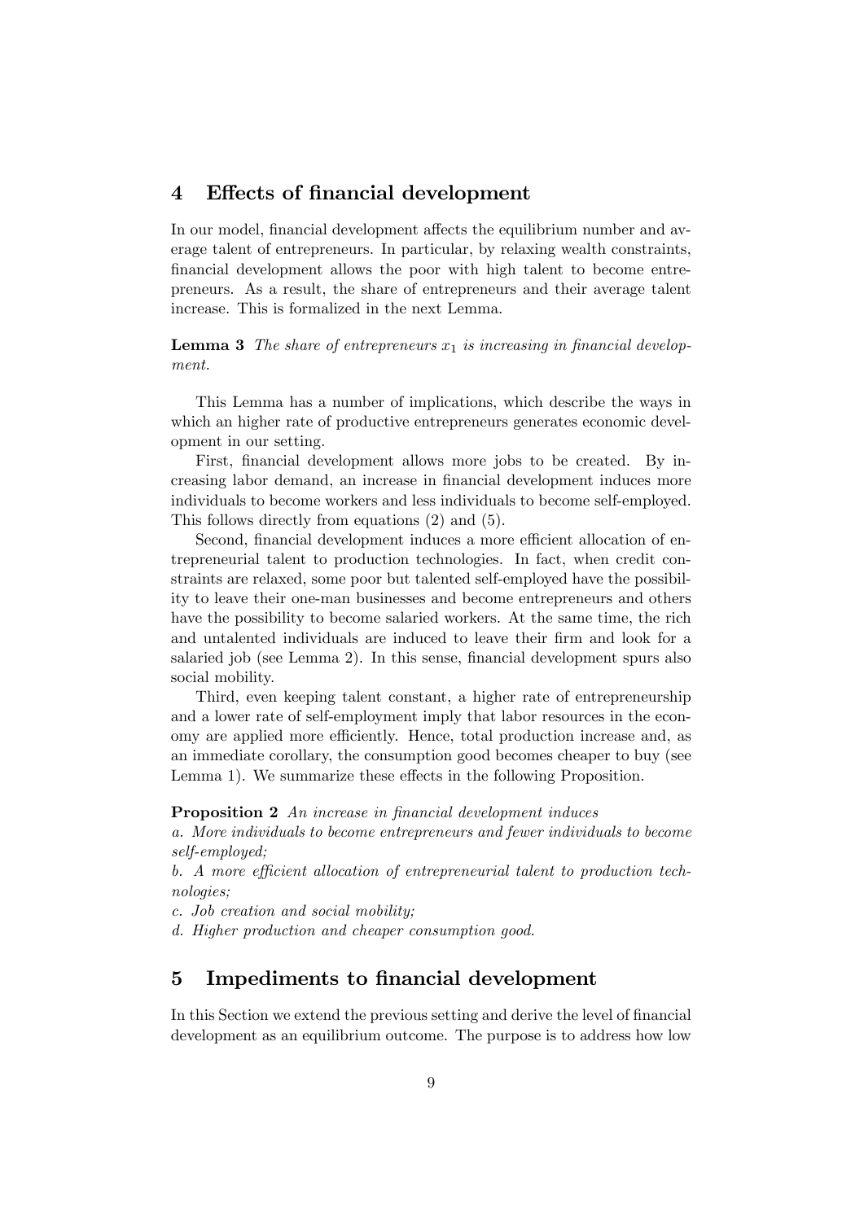## 4 Effects of financial development

In our model, financial development affects the equilibrium number and average talent of entrepreneurs. In particular, by relaxing wealth constraints, financial development allows the poor with high talent to become entrepreneurs. As a result, the share of entrepreneurs and their average talent increase. This is formalized in the next Lemma.

**Lemma 3** *The share of entrepreneurs $x_1$ is increasing in financial development.*

This Lemma has a number of implications, which describe the ways in which an higher rate of productive entrepreneurs generates economic development in our setting.

First, financial development allows more jobs to be created. By increasing labor demand, an increase in financial development induces more individuals to become workers and less individuals to become self-employed. This follows directly from equations (2) and (5).

Second, financial development induces a more efficient allocation of entrepreneurial talent to production technologies. In fact, when credit constraints are relaxed, some poor but talented self-employed have the possibility to leave their one-man businesses and become entrepreneurs and others have the possibility to become salaried workers. At the same time, the rich and untalented individuals are induced to leave their firm and look for a salaried job (see Lemma 2). In this sense, financial development spurs also social mobility.

Third, even keeping talent constant, a higher rate of entrepreneurship and a lower rate of self-employment imply that labor resources in the economy are applied more efficiently. Hence, total production increase and, as an immediate corollary, the consumption good becomes cheaper to buy (see Lemma 1). We summarize these effects in the following Proposition.

**Proposition 2** *An increase in financial development induces*
*a. More individuals to become entrepreneurs and fewer individuals to become self-employed;*
*b. A more efficient allocation of entrepreneurial talent to production technologies;*
*c. Job creation and social mobility;*
*d. Higher production and cheaper consumption good.*

## 5 Impediments to financial development

In this Section we extend the previous setting and derive the level of financial development as an equilibrium outcome. The purpose is to address how low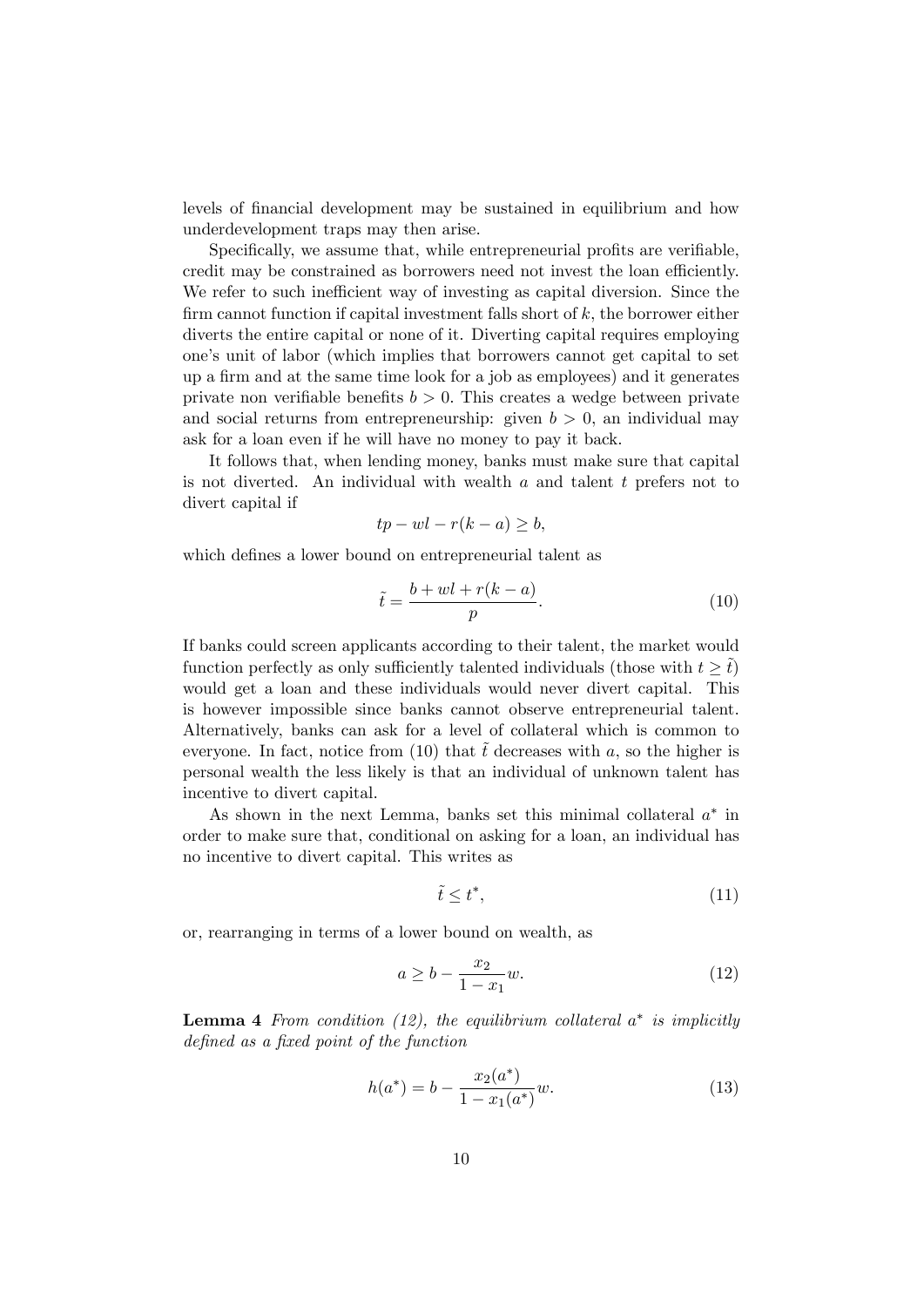levels of financial development may be sustained in equilibrium and how underdevelopment traps may then arise.

Specifically, we assume that, while entrepreneurial profits are verifiable, credit may be constrained as borrowers need not invest the loan efficiently. We refer to such inefficient way of investing as capital diversion. Since the firm cannot function if capital investment falls short of $k$, the borrower either diverts the entire capital or none of it. Diverting capital requires employing one's unit of labor (which implies that borrowers cannot get capital to set up a firm and at the same time look for a job as employees) and it generates private non verifiable benefits $b > 0$. This creates a wedge between private and social returns from entrepreneurship: given $b > 0$, an individual may ask for a loan even if he will have no money to pay it back.

It follows that, when lending money, banks must make sure that capital is not diverted. An individual with wealth $a$ and talent $t$ prefers not to divert capital if

$$tp - wl - r(k - a) \geq b,$$

which defines a lower bound on entrepreneurial talent as

$$\tilde{t} = \frac{b + wl + r(k - a)}{p}. \tag{10}$$

If banks could screen applicants according to their talent, the market would function perfectly as only sufficiently talented individuals (those with $t \geq \tilde{t}$) would get a loan and these individuals would never divert capital. This is however impossible since banks cannot observe entrepreneurial talent. Alternatively, banks can ask for a level of collateral which is common to everyone. In fact, notice from (10) that $\tilde{t}$ decreases with $a$, so the higher is personal wealth the less likely is that an individual of unknown talent has incentive to divert capital.

As shown in the next Lemma, banks set this minimal collateral $a^*$ in order to make sure that, conditional on asking for a loan, an individual has no incentive to divert capital. This writes as

$$\tilde{t} \leq t^*, \tag{11}$$

or, rearranging in terms of a lower bound on wealth, as

$$a \geq b - \frac{x_2}{1 - x_1} w. \tag{12}$$

**Lemma 4** *From condition (12), the equilibrium collateral $a^*$ is implicitly defined as a fixed point of the function*

$$h(a^*) = b - \frac{x_2(a^*)}{1 - x_1(a^*)} w. \tag{13}$$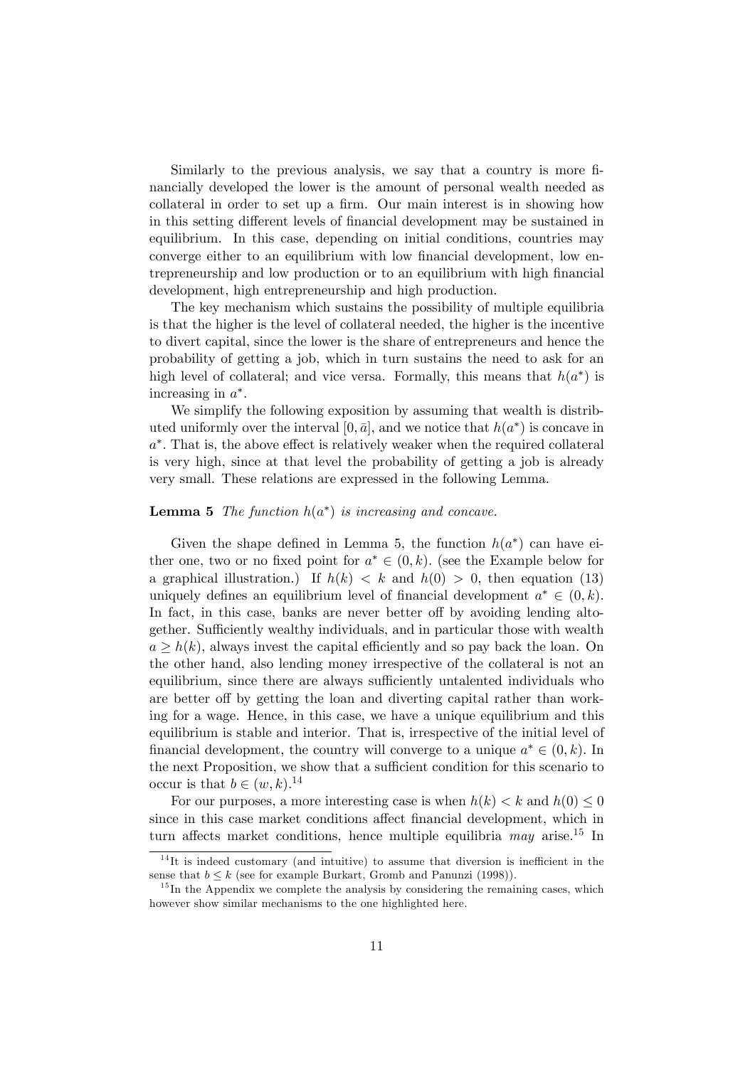Similarly to the previous analysis, we say that a country is more financially developed the lower is the amount of personal wealth needed as collateral in order to set up a firm. Our main interest is in showing how in this setting different levels of financial development may be sustained in equilibrium. In this case, depending on initial conditions, countries may converge either to an equilibrium with low financial development, low entrepreneurship and low production or to an equilibrium with high financial development, high entrepreneurship and high production.

The key mechanism which sustains the possibility of multiple equilibria is that the higher is the level of collateral needed, the higher is the incentive to divert capital, since the lower is the share of entrepreneurs and hence the probability of getting a job, which in turn sustains the need to ask for an high level of collateral; and vice versa. Formally, this means that $h(a^*)$ is increasing in $a^*$.

We simplify the following exposition by assuming that wealth is distributed uniformly over the interval $[0, \bar{a}]$, and we notice that $h(a^*)$ is concave in $a^*$. That is, the above effect is relatively weaker when the required collateral is very high, since at that level the probability of getting a job is already very small. These relations are expressed in the following Lemma.

**Lemma 5** *The function $h(a^*)$ is increasing and concave.*

Given the shape defined in Lemma 5, the function $h(a^*)$ can have either one, two or no fixed point for $a^* \in (0, k)$. (see the Example below for a graphical illustration.) If $h(k) < k$ and $h(0) > 0$, then equation (13) uniquely defines an equilibrium level of financial development $a^* \in (0, k)$. In fact, in this case, banks are never better off by avoiding lending altogether. Sufficiently wealthy individuals, and in particular those with wealth $a \geq h(k)$, always invest the capital efficiently and so pay back the loan. On the other hand, also lending money irrespective of the collateral is not an equilibrium, since there are always sufficiently untalented individuals who are better off by getting the loan and diverting capital rather than working for a wage. Hence, in this case, we have a unique equilibrium and this equilibrium is stable and interior. That is, irrespective of the initial level of financial development, the country will converge to a unique $a^* \in (0, k)$. In the next Proposition, we show that a sufficient condition for this scenario to occur is that $b \in (w, k)$.[14]

For our purposes, a more interesting case is when $h(k) < k$ and $h(0) \leq 0$ since in this case market conditions affect financial development, which in turn affects market conditions, hence multiple equilibria *may* arise.[15] In

[14] It is indeed customary (and intuitive) to assume that diversion is inefficient in the sense that $b \leq k$ (see for example Burkart, Gromb and Panunzi (1998)).

[15] In the Appendix we complete the analysis by considering the remaining cases, which however show similar mechanisms to the one highlighted here.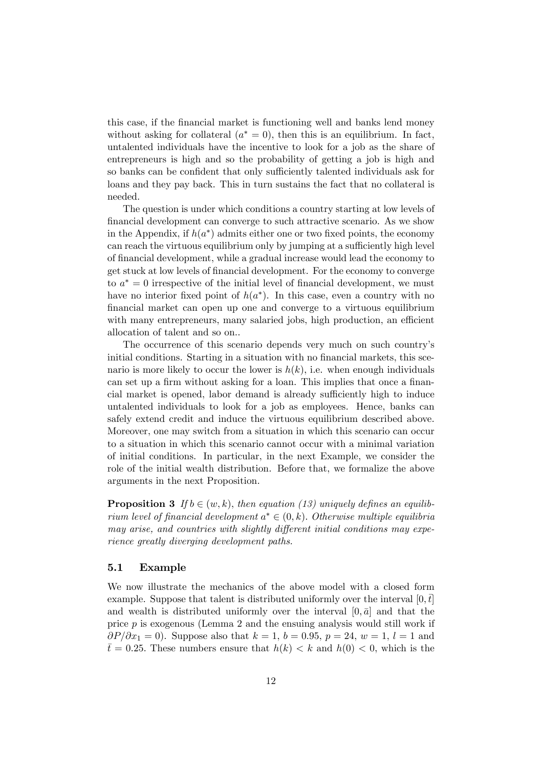this case, if the financial market is functioning well and banks lend money without asking for collateral ($a^* = 0$), then this is an equilibrium. In fact, untalented individuals have the incentive to look for a job as the share of entrepreneurs is high and so the probability of getting a job is high and so banks can be confident that only sufficiently talented individuals ask for loans and they pay back. This in turn sustains the fact that no collateral is needed.

The question is under which conditions a country starting at low levels of financial development can converge to such attractive scenario. As we show in the Appendix, if $h(a^*)$ admits either one or two fixed points, the economy can reach the virtuous equilibrium only by jumping at a sufficiently high level of financial development, while a gradual increase would lead the economy to get stuck at low levels of financial development. For the economy to converge to $a^* = 0$ irrespective of the initial level of financial development, we must have no interior fixed point of $h(a^*)$. In this case, even a country with no financial market can open up one and converge to a virtuous equilibrium with many entrepreneurs, many salaried jobs, high production, an efficient allocation of talent and so on..

The occurrence of this scenario depends very much on such country's initial conditions. Starting in a situation with no financial markets, this scenario is more likely to occur the lower is $h(k)$, i.e. when enough individuals can set up a firm without asking for a loan. This implies that once a financial market is opened, labor demand is already sufficiently high to induce untalented individuals to look for a job as employees. Hence, banks can safely extend credit and induce the virtuous equilibrium described above. Moreover, one may switch from a situation in which this scenario can occur to a situation in which this scenario cannot occur with a minimal variation of initial conditions. In particular, in the next Example, we consider the role of the initial wealth distribution. Before that, we formalize the above arguments in the next Proposition.

**Proposition 3** *If $b \in (w, k)$, then equation (13) uniquely defines an equilibrium level of financial development $a^* \in (0, k)$. Otherwise multiple equilibria may arise, and countries with slightly different initial conditions may experience greatly diverging development paths.*

### 5.1 Example

We now illustrate the mechanics of the above model with a closed form example. Suppose that talent is distributed uniformly over the interval $[0, \bar{t}]$ and wealth is distributed uniformly over the interval $[0, \bar{a}]$ and that the price $p$ is exogenous (Lemma 2 and the ensuing analysis would still work if $\partial P/\partial x_1 = 0$). Suppose also that $k = 1$, $b = 0.95$, $p = 24$, $w = 1$, $l = 1$ and $\bar{t} = 0.25$. These numbers ensure that $h(k) < k$ and $h(0) < 0$, which is the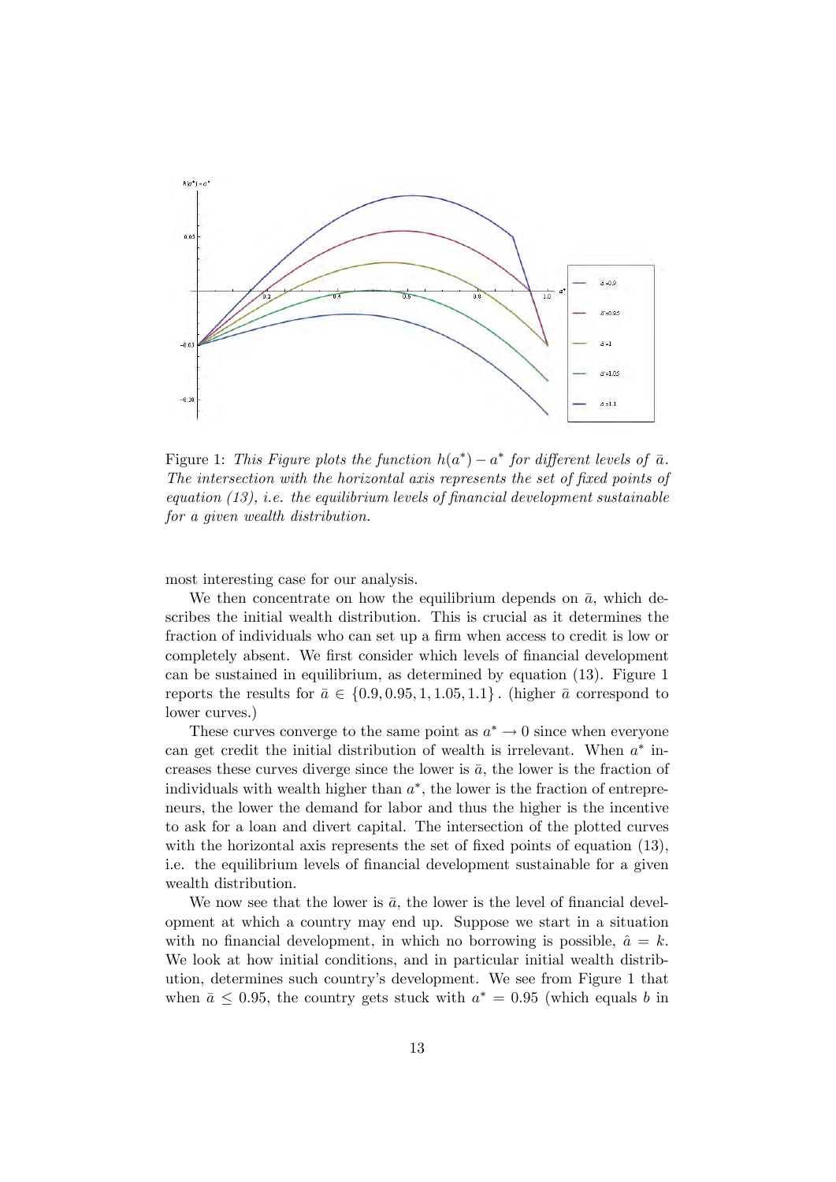Figure 1: *This Figure plots the function $h(a^*) - a^*$ for different levels of $\bar{a}$. The intersection with the horizontal axis represents the set of fixed points of equation (13), i.e. the equilibrium levels of financial development sustainable for a given wealth distribution.*

most interesting case for our analysis.

We then concentrate on how the equilibrium depends on $\bar{a}$, which describes the initial wealth distribution. This is crucial as it determines the fraction of individuals who can set up a firm when access to credit is low or completely absent. We first consider which levels of financial development can be sustained in equilibrium, as determined by equation (13). Figure 1 reports the results for $\bar{a} \in \{0.9, 0.95, 1, 1.05, 1.1\}$. (higher $\bar{a}$ correspond to lower curves.)

These curves converge to the same point as $a^* \to 0$ since when everyone can get credit the initial distribution of wealth is irrelevant. When $a^*$ increases these curves diverge since the lower is $\bar{a}$, the lower is the fraction of individuals with wealth higher than $a^*$, the lower is the fraction of entrepreneurs, the lower the demand for labor and thus the higher is the incentive to ask for a loan and divert capital. The intersection of the plotted curves with the horizontal axis represents the set of fixed points of equation (13), i.e. the equilibrium levels of financial development sustainable for a given wealth distribution.

We now see that the lower is $\bar{a}$, the lower is the level of financial development at which a country may end up. Suppose we start in a situation with no financial development, in which no borrowing is possible, $\hat{a} = k$. We look at how initial conditions, and in particular initial wealth distribution, determines such country's development. We see from Figure 1 that when $\bar{a} \leq 0.95$, the country gets stuck with $a^* = 0.95$ (which equals $b$ in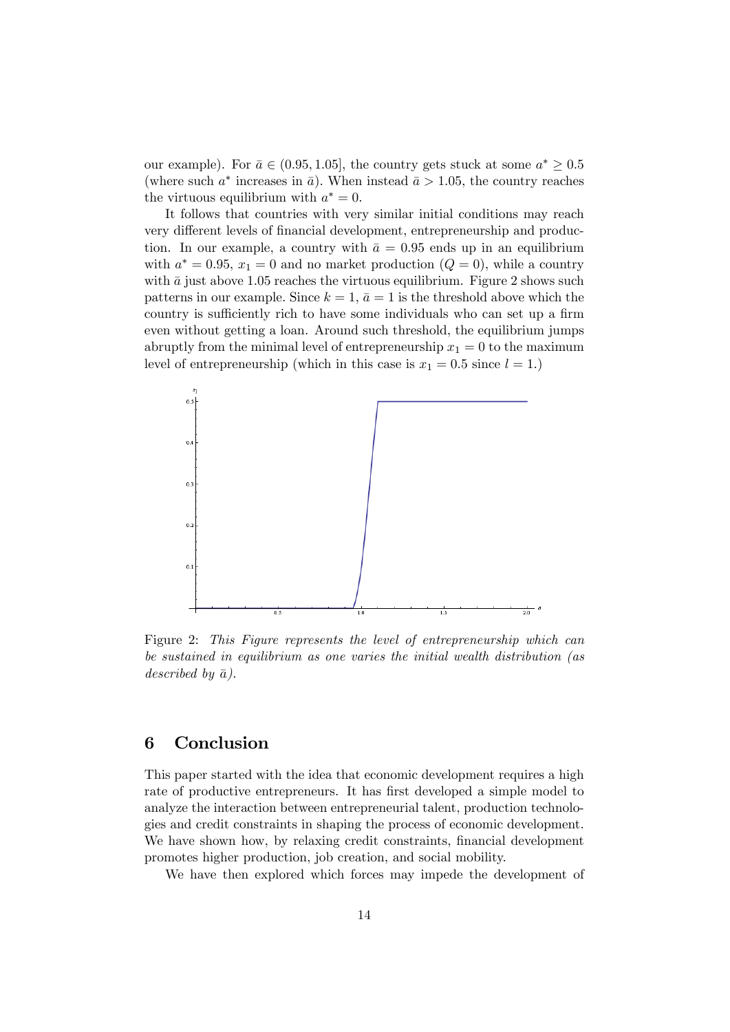our example). For $\bar{a} \in (0.95, 1.05]$, the country gets stuck at some $a^* \geq 0.5$ (where such $a^*$ increases in $\bar{a}$). When instead $\bar{a} > 1.05$, the country reaches the virtuous equilibrium with $a^* = 0$.

It follows that countries with very similar initial conditions may reach very different levels of financial development, entrepreneurship and production. In our example, a country with $\bar{a} = 0.95$ ends up in an equilibrium with $a^* = 0.95$, $x_1 = 0$ and no market production ($Q = 0$), while a country with $\bar{a}$ just above 1.05 reaches the virtuous equilibrium. Figure 2 shows such patterns in our example. Since $k = 1$, $\bar{a} = 1$ is the threshold above which the country is sufficiently rich to have some individuals who can set up a firm even without getting a loan. Around such threshold, the equilibrium jumps abruptly from the minimal level of entrepreneurship $x_1 = 0$ to the maximum level of entrepreneurship (which in this case is $x_1 = 0.5$ since $l = 1$.)

Figure 2: *This Figure represents the level of entrepreneurship which can be sustained in equilibrium as one varies the initial wealth distribution (as described by $\bar{a}$).*

## 6 Conclusion

This paper started with the idea that economic development requires a high rate of productive entrepreneurs. It has first developed a simple model to analyze the interaction between entrepreneurial talent, production technologies and credit constraints in shaping the process of economic development. We have shown how, by relaxing credit constraints, financial development promotes higher production, job creation, and social mobility.

We have then explored which forces may impede the development of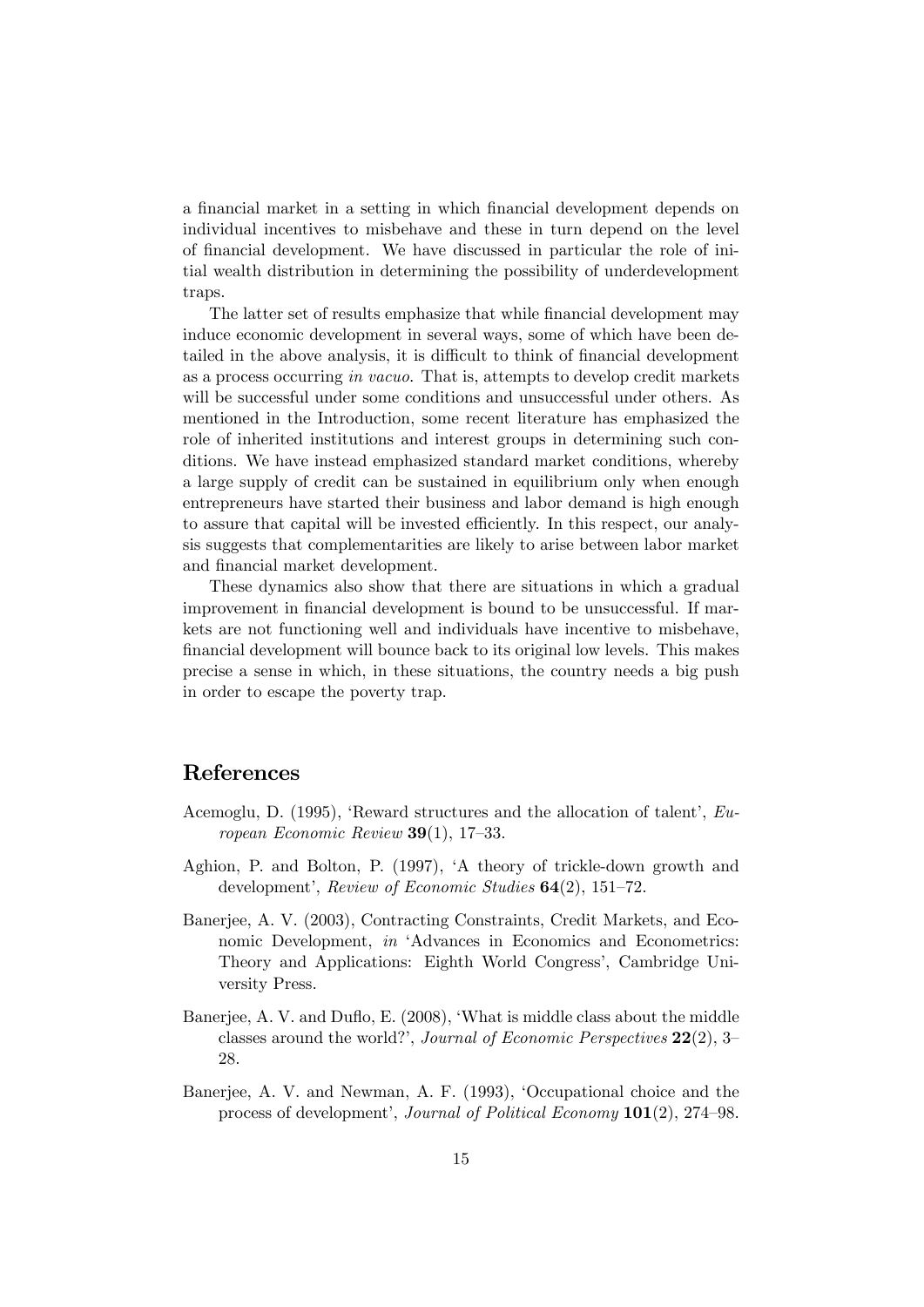a financial market in a setting in which financial development depends on individual incentives to misbehave and these in turn depend on the level of financial development. We have discussed in particular the role of initial wealth distribution in determining the possibility of underdevelopment traps.

The latter set of results emphasize that while financial development may induce economic development in several ways, some of which have been detailed in the above analysis, it is difficult to think of financial development as a process occurring *in vacuo*. That is, attempts to develop credit markets will be successful under some conditions and unsuccessful under others. As mentioned in the Introduction, some recent literature has emphasized the role of inherited institutions and interest groups in determining such conditions. We have instead emphasized standard market conditions, whereby a large supply of credit can be sustained in equilibrium only when enough entrepreneurs have started their business and labor demand is high enough to assure that capital will be invested efficiently. In this respect, our analysis suggests that complementarities are likely to arise between labor market and financial market development.

These dynamics also show that there are situations in which a gradual improvement in financial development is bound to be unsuccessful. If markets are not functioning well and individuals have incentive to misbehave, financial development will bounce back to its original low levels. This makes precise a sense in which, in these situations, the country needs a big push in order to escape the poverty trap.

## References

Acemoglu, D. (1995), 'Reward structures and the allocation of talent', *European Economic Review* **39**(1), 17–33.

Aghion, P. and Bolton, P. (1997), 'A theory of trickle-down growth and development', *Review of Economic Studies* **64**(2), 151–72.

Banerjee, A. V. (2003), Contracting Constraints, Credit Markets, and Economic Development, *in* 'Advances in Economics and Econometrics: Theory and Applications: Eighth World Congress', Cambridge University Press.

Banerjee, A. V. and Duflo, E. (2008), 'What is middle class about the middle classes around the world?', *Journal of Economic Perspectives* **22**(2), 3–28.

Banerjee, A. V. and Newman, A. F. (1993), 'Occupational choice and the process of development', *Journal of Political Economy* **101**(2), 274–98.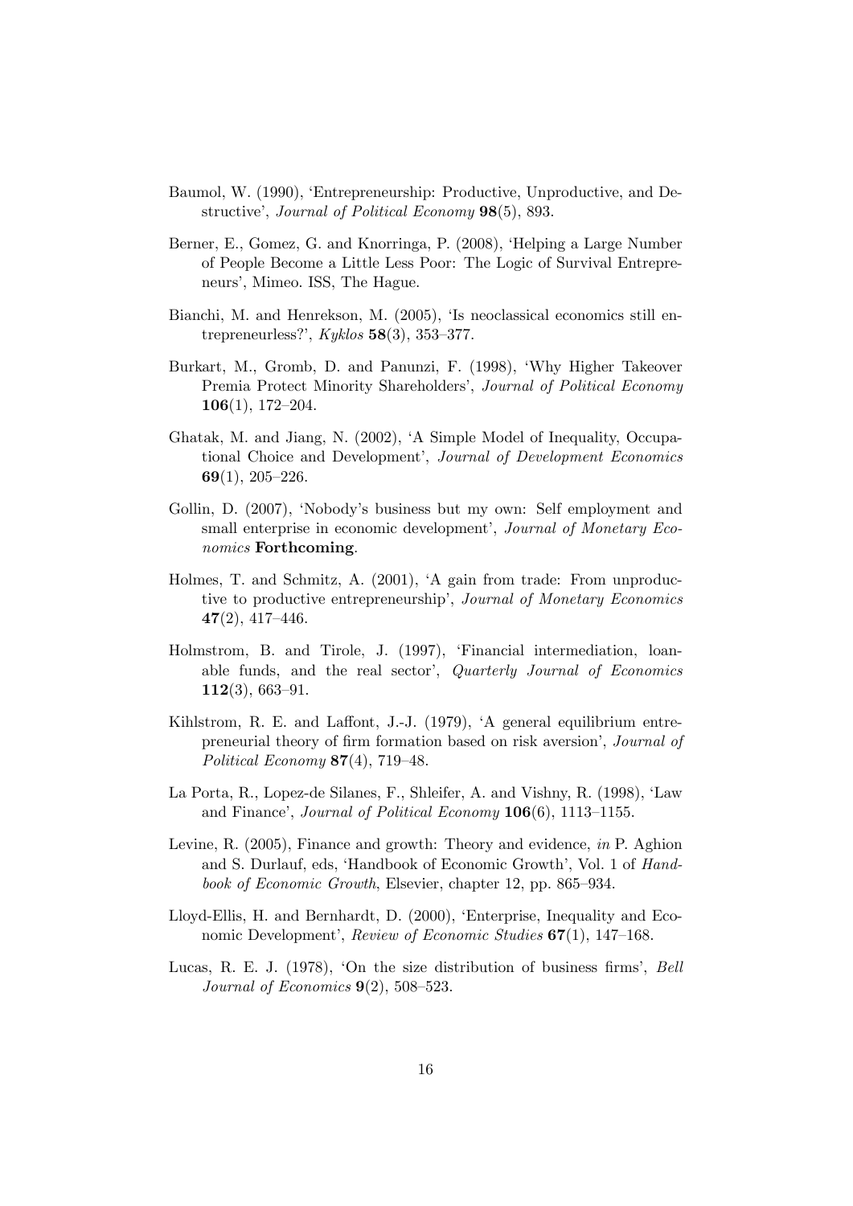Baumol, W. (1990), 'Entrepreneurship: Productive, Unproductive, and Destructive', *Journal of Political Economy* **98**(5), 893.

Berner, E., Gomez, G. and Knorringa, P. (2008), 'Helping a Large Number of People Become a Little Less Poor: The Logic of Survival Entrepreneurs', Mimeo. ISS, The Hague.

Bianchi, M. and Henrekson, M. (2005), 'Is neoclassical economics still entrepreneurless?', *Kyklos* **58**(3), 353–377.

Burkart, M., Gromb, D. and Panunzi, F. (1998), 'Why Higher Takeover Premia Protect Minority Shareholders', *Journal of Political Economy* **106**(1), 172–204.

Ghatak, M. and Jiang, N. (2002), 'A Simple Model of Inequality, Occupational Choice and Development', *Journal of Development Economics* **69**(1), 205–226.

Gollin, D. (2007), 'Nobody's business but my own: Self employment and small enterprise in economic development', *Journal of Monetary Economics* **Forthcoming**.

Holmes, T. and Schmitz, A. (2001), 'A gain from trade: From unproductive to productive entrepreneurship', *Journal of Monetary Economics* **47**(2), 417–446.

Holmstrom, B. and Tirole, J. (1997), 'Financial intermediation, loanable funds, and the real sector', *Quarterly Journal of Economics* **112**(3), 663–91.

Kihlstrom, R. E. and Laffont, J.-J. (1979), 'A general equilibrium entrepreneurial theory of firm formation based on risk aversion', *Journal of Political Economy* **87**(4), 719–48.

La Porta, R., Lopez-de Silanes, F., Shleifer, A. and Vishny, R. (1998), 'Law and Finance', *Journal of Political Economy* **106**(6), 1113–1155.

Levine, R. (2005), Finance and growth: Theory and evidence, *in* P. Aghion and S. Durlauf, eds, 'Handbook of Economic Growth', Vol. 1 of *Handbook of Economic Growth*, Elsevier, chapter 12, pp. 865–934.

Lloyd-Ellis, H. and Bernhardt, D. (2000), 'Enterprise, Inequality and Economic Development', *Review of Economic Studies* **67**(1), 147–168.

Lucas, R. E. J. (1978), 'On the size distribution of business firms', *Bell Journal of Economics* **9**(2), 508–523.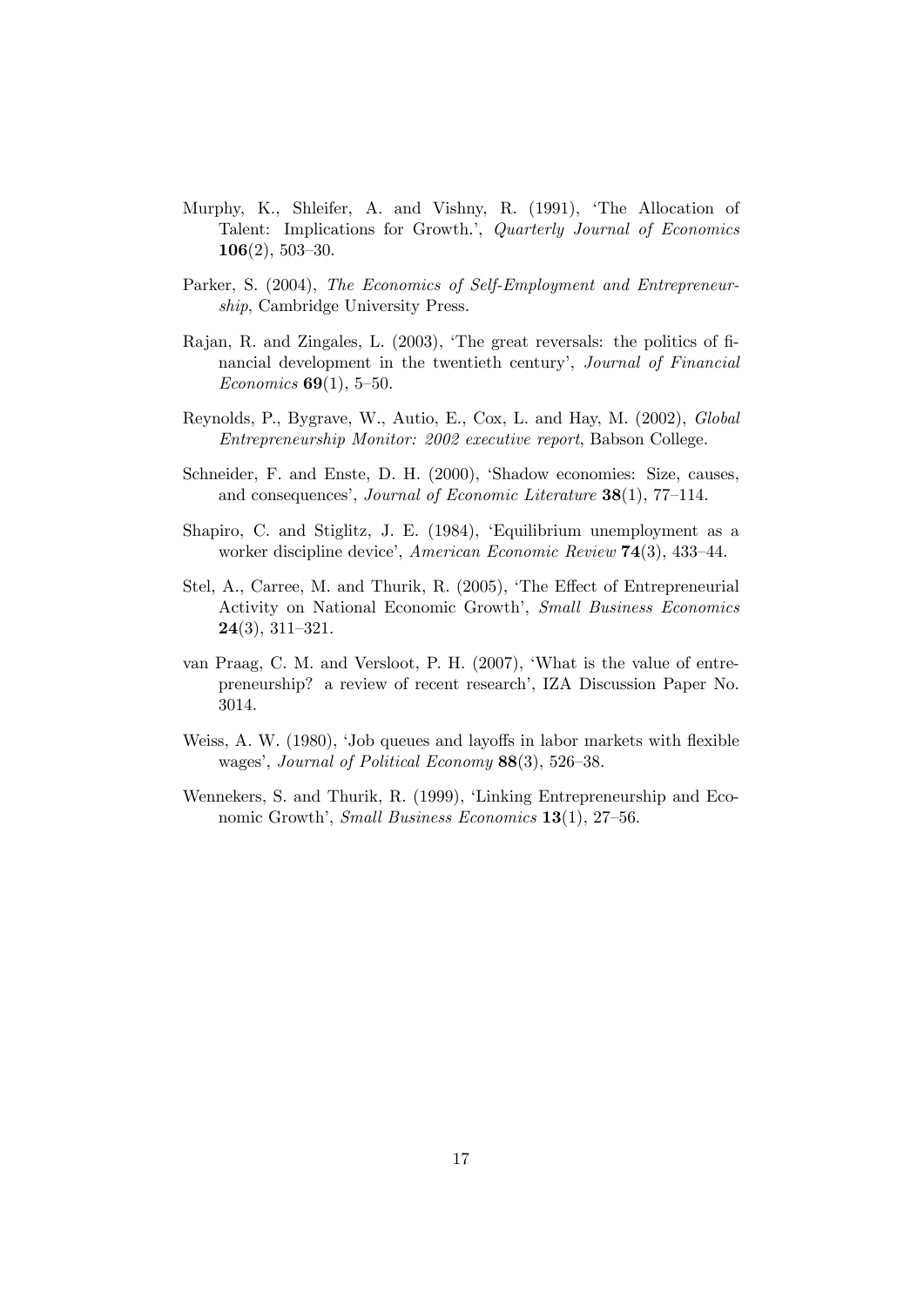Murphy, K., Shleifer, A. and Vishny, R. (1991), 'The Allocation of Talent: Implications for Growth.', *Quarterly Journal of Economics* **106**(2), 503–30.

Parker, S. (2004), *The Economics of Self-Employment and Entrepreneurship*, Cambridge University Press.

Rajan, R. and Zingales, L. (2003), 'The great reversals: the politics of financial development in the twentieth century', *Journal of Financial Economics* **69**(1), 5–50.

Reynolds, P., Bygrave, W., Autio, E., Cox, L. and Hay, M. (2002), *Global Entrepreneurship Monitor: 2002 executive report*, Babson College.

Schneider, F. and Enste, D. H. (2000), 'Shadow economies: Size, causes, and consequences', *Journal of Economic Literature* **38**(1), 77–114.

Shapiro, C. and Stiglitz, J. E. (1984), 'Equilibrium unemployment as a worker discipline device', *American Economic Review* **74**(3), 433–44.

Stel, A., Carree, M. and Thurik, R. (2005), 'The Effect of Entrepreneurial Activity on National Economic Growth', *Small Business Economics* **24**(3), 311–321.

van Praag, C. M. and Versloot, P. H. (2007), 'What is the value of entrepreneurship? a review of recent research', IZA Discussion Paper No. 3014.

Weiss, A. W. (1980), 'Job queues and layoffs in labor markets with flexible wages', *Journal of Political Economy* **88**(3), 526–38.

Wennekers, S. and Thurik, R. (1999), 'Linking Entrepreneurship and Economic Growth', *Small Business Economics* **13**(1), 27–56.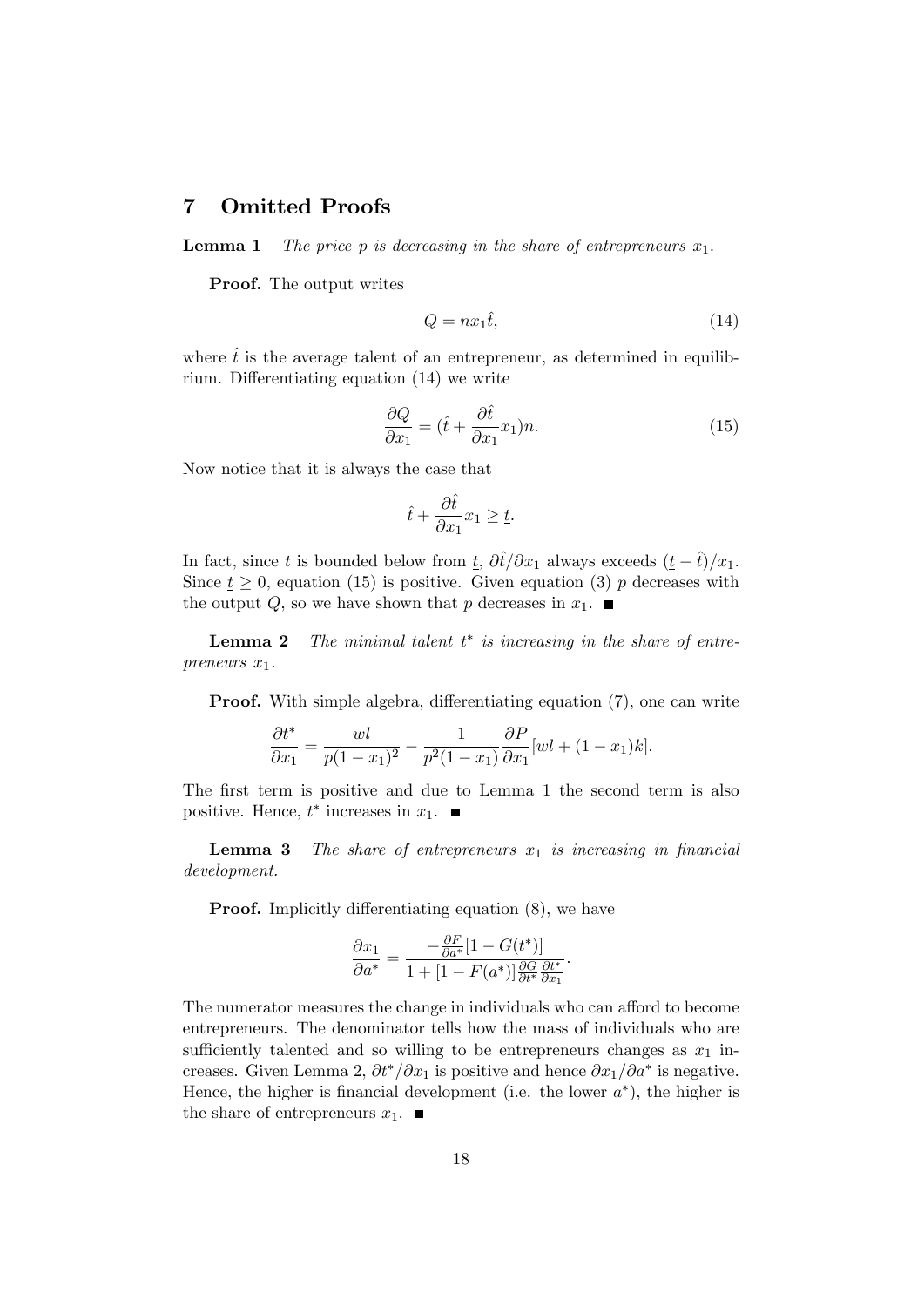# 7 Omitted Proofs

**Lemma 1** *The price $p$ is decreasing in the share of entrepreneurs $x_1$.*

**Proof.** The output writes

$$Q = nx_1\hat{t}, \tag{14}$$

where $\hat{t}$ is the average talent of an entrepreneur, as determined in equilibrium. Differentiating equation (14) we write

$$\frac{\partial Q}{\partial x_1} = (\hat{t} + \frac{\partial \hat{t}}{\partial x_1}x_1)n. \tag{15}$$

Now notice that it is always the case that

$$\hat{t} + \frac{\partial \hat{t}}{\partial x_1}x_1 \geq \underline{t}.$$

In fact, since $t$ is bounded below from $\underline{t}$, $\partial\hat{t}/\partial x_1$ always exceeds $(\underline{t} - \hat{t})/x_1$. Since $\underline{t} \geq 0$, equation (15) is positive. Given equation (3) $p$ decreases with the output $Q$, so we have shown that $p$ decreases in $x_1$. ■

**Lemma 2** *The minimal talent $t^*$ is increasing in the share of entrepreneurs $x_1$.*

**Proof.** With simple algebra, differentiating equation (7), one can write

$$\frac{\partial t^*}{\partial x_1} = \frac{wl}{p(1-x_1)^2} - \frac{1}{p^2(1-x_1)}\frac{\partial P}{\partial x_1}[wl + (1-x_1)k].$$

The first term is positive and due to Lemma 1 the second term is also positive. Hence, $t^*$ increases in $x_1$. ■

**Lemma 3** *The share of entrepreneurs $x_1$ is increasing in financial development.*

**Proof.** Implicitly differentiating equation (8), we have

$$\frac{\partial x_1}{\partial a^*} = \frac{-\frac{\partial F}{\partial a^*}[1 - G(t^*)]}{1 + [1 - F(a^*)]\frac{\partial G}{\partial t^*}\frac{\partial t^*}{\partial x_1}}.$$

The numerator measures the change in individuals who can afford to become entrepreneurs. The denominator tells how the mass of individuals who are sufficiently talented and so willing to be entrepreneurs changes as $x_1$ increases. Given Lemma 2, $\partial t^*/\partial x_1$ is positive and hence $\partial x_1/\partial a^*$ is negative. Hence, the higher is financial development (i.e. the lower $a^*$), the higher is the share of entrepreneurs $x_1$. ■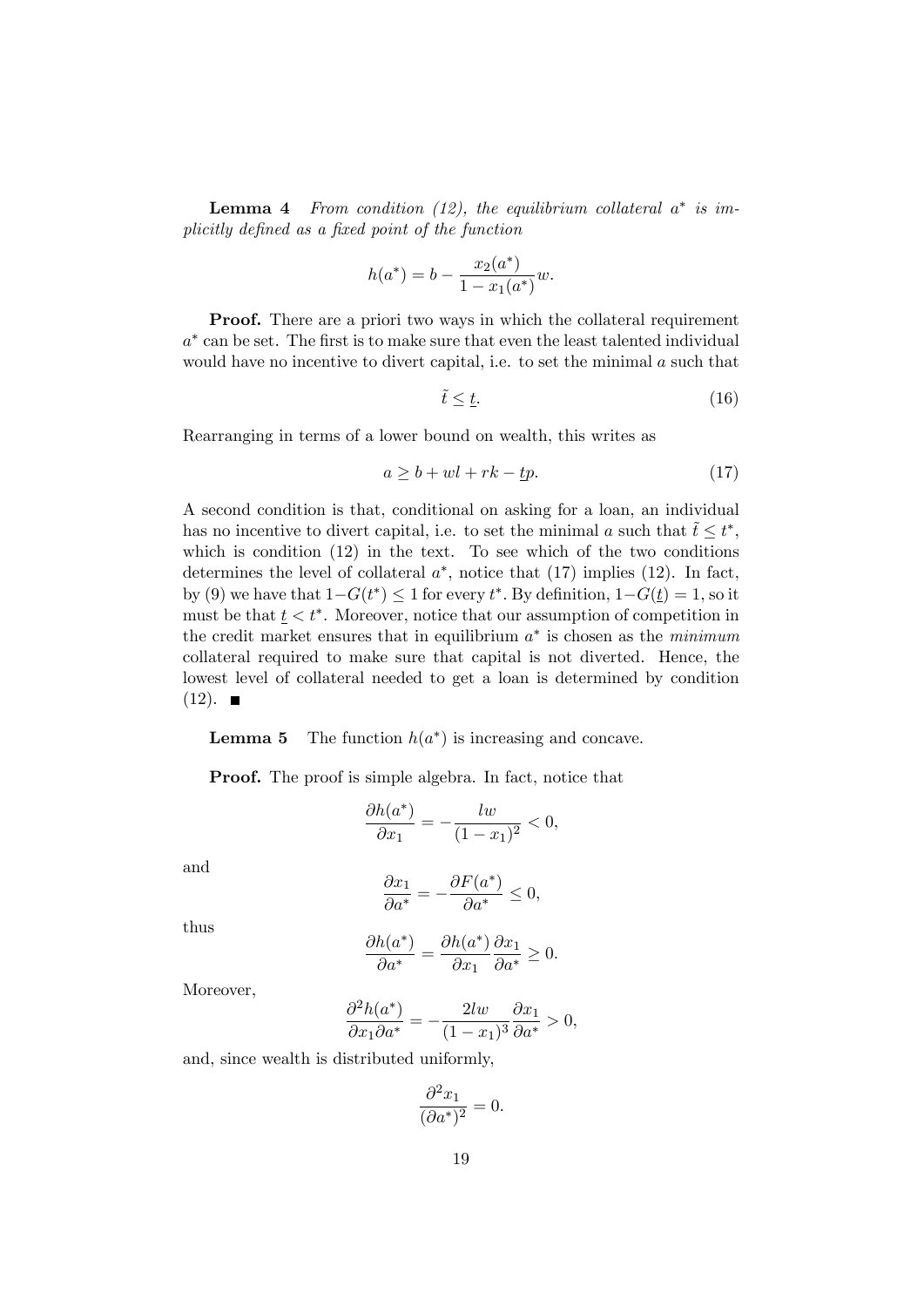**Lemma 4** *From condition (12), the equilibrium collateral $a^*$ is implicitly defined as a fixed point of the function*

$$h(a^*) = b - \frac{x_2(a^*)}{1 - x_1(a^*)} w.$$

**Proof.** There are a priori two ways in which the collateral requirement $a^*$ can be set. The first is to make sure that even the least talented individual would have no incentive to divert capital, i.e. to set the minimal $a$ such that

$$\tilde{t} \leq \underline{t}. \tag{16}$$

Rearranging in terms of a lower bound on wealth, this writes as

$$a \geq b + wl + rk - \underline{t}p. \tag{17}$$

A second condition is that, conditional on asking for a loan, an individual has no incentive to divert capital, i.e. to set the minimal $a$ such that $\tilde{t} \leq t^*$, which is condition (12) in the text. To see which of the two conditions determines the level of collateral $a^*$, notice that (17) implies (12). In fact, by (9) we have that $1 - G(t^*) \leq 1$ for every $t^*$. By definition, $1 - G(\underline{t}) = 1$, so it must be that $\underline{t} < t^*$. Moreover, notice that our assumption of competition in the credit market ensures that in equilibrium $a^*$ is chosen as the *minimum* collateral required to make sure that capital is not diverted. Hence, the lowest level of collateral needed to get a loan is determined by condition (12). ∎

**Lemma 5** The function $h(a^*)$ is increasing and concave.

**Proof.** The proof is simple algebra. In fact, notice that

$$\frac{\partial h(a^*)}{\partial x_1} = -\frac{lw}{(1 - x_1)^2} < 0,$$

and

$$\frac{\partial x_1}{\partial a^*} = -\frac{\partial F(a^*)}{\partial a^*} \leq 0,$$

thus

$$\frac{\partial h(a^*)}{\partial a^*} = \frac{\partial h(a^*)}{\partial x_1} \frac{\partial x_1}{\partial a^*} \geq 0.$$

Moreover,

$$\frac{\partial^2 h(a^*)}{\partial x_1 \partial a^*} = -\frac{2lw}{(1 - x_1)^3} \frac{\partial x_1}{\partial a^*} > 0,$$

and, since wealth is distributed uniformly,

$$\frac{\partial^2 x_1}{(\partial a^*)^2} = 0.$$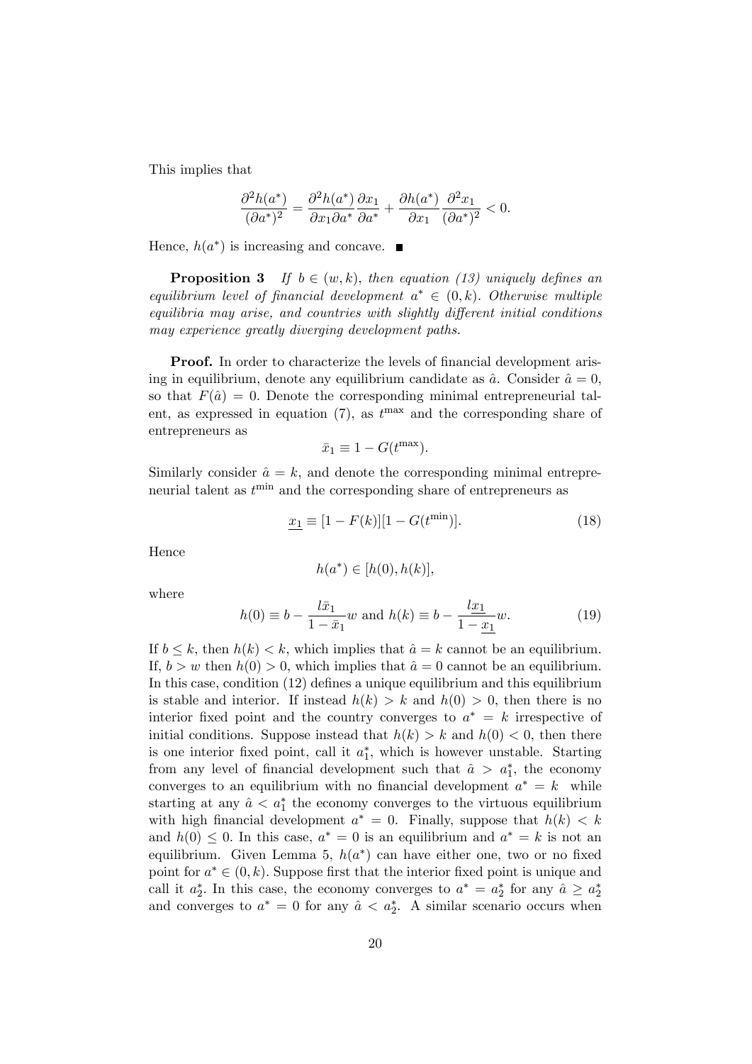This implies that

$$\frac{\partial^2 h(a^*)}{(\partial a^*)^2} = \frac{\partial^2 h(a^*)}{\partial x_1 \partial a^*}\frac{\partial x_1}{\partial a^*} + \frac{\partial h(a^*)}{\partial x_1}\frac{\partial^2 x_1}{(\partial a^*)^2} < 0.$$

Hence, $h(a^*)$ is increasing and concave. ■

**Proposition 3** *If $b \in (w, k)$, then equation (13) uniquely defines an equilibrium level of financial development $a^* \in (0, k)$. Otherwise multiple equilibria may arise, and countries with slightly different initial conditions may experience greatly diverging development paths.*

**Proof.** In order to characterize the levels of financial development arising in equilibrium, denote any equilibrium candidate as $\hat{a}$. Consider $\hat{a} = 0$, so that $F(\hat{a}) = 0$. Denote the corresponding minimal entrepreneurial talent, as expressed in equation (7), as $t^{\max}$ and the corresponding share of entrepreneurs as

$$\bar{x}_1 \equiv 1 - G(t^{\max}).$$

Similarly consider $\hat{a} = k$, and denote the corresponding minimal entrepreneurial talent as $t^{\min}$ and the corresponding share of entrepreneurs as

$$\underline{x_1} \equiv [1 - F(k)][1 - G(t^{\min})]. \tag{18}$$

Hence

$$h(a^*) \in [h(0), h(k)],$$

where

$$h(0) \equiv b - \frac{l\bar{x}_1}{1 - \bar{x}_1}w \text{ and } h(k) \equiv b - \frac{l\underline{x_1}}{1 - \underline{x_1}}w. \tag{19}$$

If $b \leq k$, then $h(k) < k$, which implies that $\hat{a} = k$ cannot be an equilibrium. If, $b > w$ then $h(0) > 0$, which implies that $\hat{a} = 0$ cannot be an equilibrium. In this case, condition (12) defines a unique equilibrium and this equilibrium is stable and interior. If instead $h(k) > k$ and $h(0) > 0$, then there is no interior fixed point and the country converges to $a^* = k$ irrespective of initial conditions. Suppose instead that $h(k) > k$ and $h(0) < 0$, then there is one interior fixed point, call it $a_1^*$, which is however unstable. Starting from any level of financial development such that $\hat{a} > a_1^*$, the economy converges to an equilibrium with no financial development $a^* = k$ while starting at any $\hat{a} < a_1^*$ the economy converges to the virtuous equilibrium with high financial development $a^* = 0$. Finally, suppose that $h(k) < k$ and $h(0) \leq 0$. In this case, $a^* = 0$ is an equilibrium and $a^* = k$ is not an equilibrium. Given Lemma 5, $h(a^*)$ can have either one, two or no fixed point for $a^* \in (0, k)$. Suppose first that the interior fixed point is unique and call it $a_2^*$. In this case, the economy converges to $a^* = a_2^*$ for any $\hat{a} \geq a_2^*$ and converges to $a^* = 0$ for any $\hat{a} < a_2^*$. A similar scenario occurs when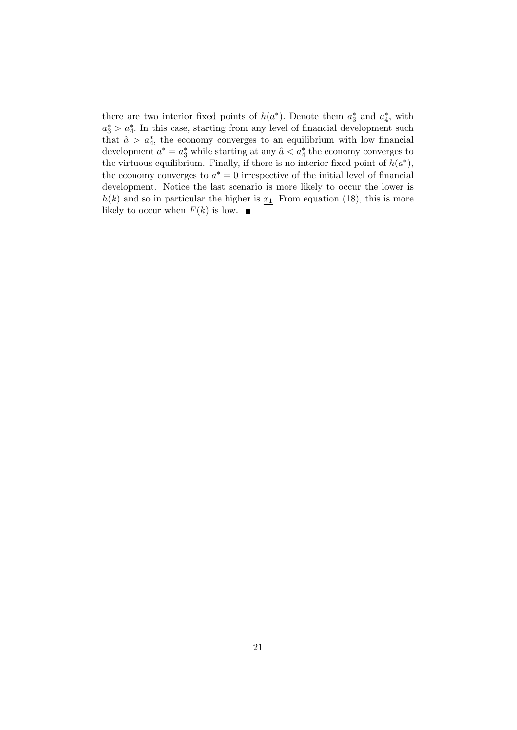there are two interior fixed points of $h(a^*)$. Denote them $a_3^*$ and $a_4^*$, with $a_3^* > a_4^*$. In this case, starting from any level of financial development such that $\hat{a} > a_4^*$, the economy converges to an equilibrium with low financial development $a^* = a_3^*$ while starting at any $\hat{a} < a_4^*$ the economy converges to the virtuous equilibrium. Finally, if there is no interior fixed point of $h(a^*)$, the economy converges to $a^* = 0$ irrespective of the initial level of financial development. Notice the last scenario is more likely to occur the lower is $h(k)$ and so in particular the higher is $\underline{x_1}$. From equation (18), this is more likely to occur when $F(k)$ is low. ■